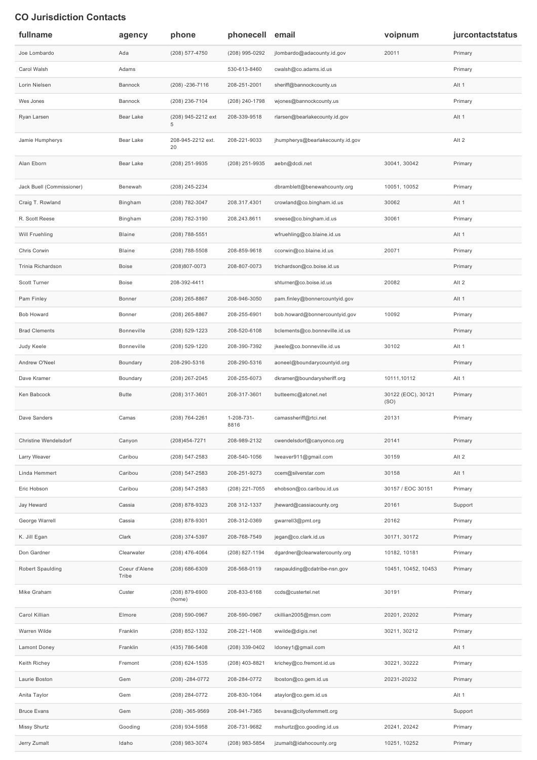# CO Jurisdiction Contacts

| fullname | agency | phone | phonecell | email | voipnum | jurcontactstatus |
|---|---|---|---|---|---|---|
| Joe Lombardo | Ada | (208) 577-4750 | (208) 995-0292 | jlombardo@adacounty.id.gov | 20011 | Primary |
| Carol Walsh | Adams | | 530-613-8460 | cwalsh@co.adams.id.us | | Primary |
| Lorin Nielsen | Bannock | (208) -236-7116 | 208-251-2001 | sheriff@bannockcounty.us | | Alt 1 |
| Wes Jones | Bannock | (208) 236-7104 | (208) 240-1798 | wjones@bannockcounty.us | | Primary |
| Ryan Larsen | Bear Lake | (208) 945-2212 ext 5 | 208-339-9518 | rlarsen@bearlakecounty.id.gov | | Alt 1 |
| Jamie Humpherys | Bear Lake | 208-945-2212 ext. 20 | 208-221-9033 | jhumpherys@bearlakecounty.id.gov | | Alt 2 |
| Alan Eborn | Bear Lake | (208) 251-9935 | (208) 251-9935 | aebn@dcdi.net | 30041, 30042 | Primary |
| Jack Buell (Commissioner) | Benewah | (208) 245-2234 | | dbramblett@benewahcounty.org | 10051, 10052 | Primary |
| Craig T. Rowland | Bingham | (208) 782-3047 | 208.317.4301 | crowland@co.bingham.id.us | 30062 | Alt 1 |
| R. Scott Reese | Bingham | (208) 782-3190 | 208.243.8611 | sreese@co.bingham.id.us | 30061 | Primary |
| Will Fruehling | Blaine | (208) 788-5551 | | wfruehling@co.blaine.id.us | | Alt 1 |
| Chris Corwin | Blaine | (208) 788-5508 | 208-859-9618 | ccorwin@co.blaine.id.us | 20071 | Primary |
| Trinia Richardson | Boise | (208)807-0073 | 208-807-0073 | trichardson@co.boise.id.us | | Primary |
| Scott Turner | Boise | 208-392-4411 | | shturner@co.boise.id.us | 20082 | Alt 2 |
| Pam Finley | Bonner | (208) 265-8867 | 208-946-3050 | pam.finley@bonnercountyid.gov | | Alt 1 |
| Bob Howard | Bonner | (208) 265-8867 | 208-255-6901 | bob.howard@bonnercountyid.gov | 10092 | Primary |
| Brad Clements | Bonneville | (208) 529-1223 | 208-520-6108 | bclements@co.bonneville.id.us | | Primary |
| Judy Keele | Bonneville | (208) 529-1220 | 208-390-7392 | jkeele@co.bonneville.id.us | 30102 | Alt 1 |
| Andrew O'Neel | Boundary | 208-290-5316 | 208-290-5316 | aoneel@boundarycountyid.org | | Primary |
| Dave Kramer | Boundary | (208) 267-2045 | 208-255-6073 | dkramer@boundarysheriff.org | 10111,10112 | Alt 1 |
| Ken Babcock | Butte | (208) 317-3601 | 208-317-3601 | butteemc@atcnet.net | 30122 (EOC), 30121 (SO) | Primary |
| Dave Sanders | Camas | (208) 764-2261 | 1-208-731-8816 | camassheriff@rtci.net | 20131 | Primary |
| Christine Wendelsdorf | Canyon | (208)454-7271 | 208-989-2132 | cwendelsdorf@canyonco.org | 20141 | Primary |
| Larry Weaver | Caribou | (208) 547-2583 | 208-540-1056 | lweaver911@gmail.com | 30159 | Alt 2 |
| Linda Hemmert | Caribou | (208) 547-2583 | 208-251-9273 | ccem@silverstar.com | 30158 | Alt 1 |
| Eric Hobson | Caribou | (208) 547-2583 | (208) 221-7055 | ehobson@co.caribou.id.us | 30157 / EOC 30151 | Primary |
| Jay Heward | Cassia | (208) 878-9323 | 208 312-1337 | jheward@cassiacounty.org | 20161 | Support |
| George Warrell | Cassia | (208) 878-9301 | 208-312-0369 | gwarrell3@pmt.org | 20162 | Primary |
| K. Jill Egan | Clark | (208) 374-5397 | 208-768-7549 | jegan@co.clark.id.us | 30171, 30172 | Primary |
| Don Gardner | Clearwater | (208) 476-4064 | (208) 827-1194 | dgardner@clearwatercounty.org | 10182, 10181 | Primary |
| Robert Spaulding | Coeur d'Alene Tribe | (208) 686-6309 | 208-568-0119 | raspaulding@cdatribe-nsn.gov | 10451, 10452, 10453 | Primary |
| Mike Graham | Custer | (208) 879-6900 (home) | 208-833-6168 | ccds@custertel.net | 30191 | Primary |
| Carol Killian | Elmore | (208) 590-0967 | 208-590-0967 | ckillian2005@msn.com | 20201, 20202 | Primary |
| Warren Wilde | Franklin | (208) 852-1332 | 208-221-1408 | wwilde@digis.net | 30211, 30212 | Primary |
| Lamont Doney | Franklin | (435) 786-5408 | (208) 339-0402 | ldoney1@gmail.com | | Alt 1 |
| Keith Richey | Fremont | (208) 624-1535 | (208) 403-8821 | krichey@co.fremont.id.us | 30221, 30222 | Primary |
| Laurie Boston | Gem | (208) -284-0772 | 208-284-0772 | lboston@co.gem.id.us | 20231-20232 | Primary |
| Anita Taylor | Gem | (208) 284-0772 | 208-830-1064 | ataylor@co.gem.id.us | | Alt 1 |
| Bruce Evans | Gem | (208) -365-9569 | 208-941-7365 | bevans@cityofemmett.org | | Support |
| Missy Shurtz | Gooding | (208) 934-5958 | 208-731-9682 | mshurtz@co.gooding.id.us | 20241, 20242 | Primary |
| Jerry Zumalt | Idaho | (208) 983-3074 | (208) 983-5854 | jzumalt@idahocounty.org | 10251, 10252 | Primary |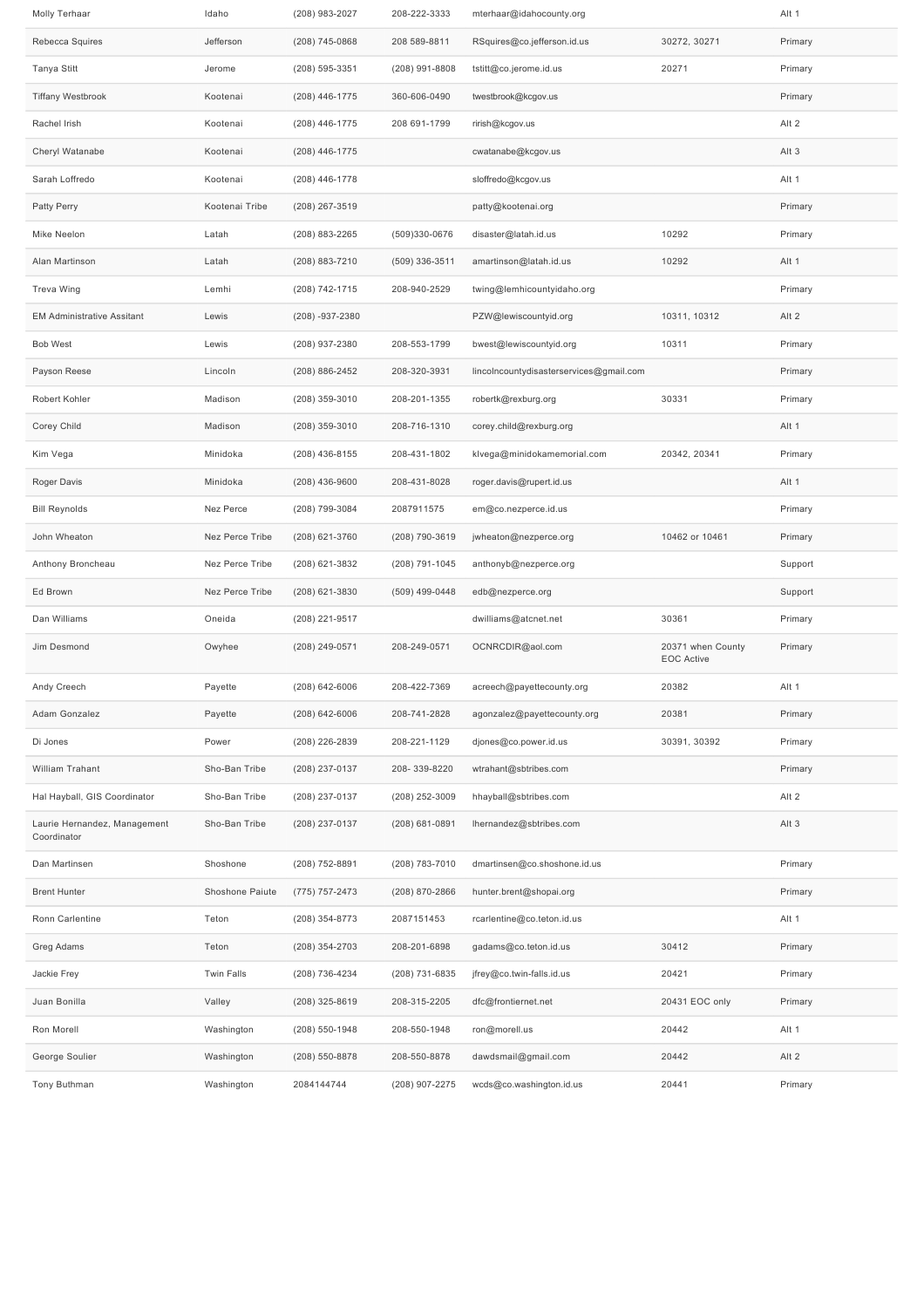| | | | | | | |
|---|---|---|---|---|---|---|
| Molly Terhaar | Idaho | (208) 983-2027 | 208-222-3333 | mterhaar@idahocounty.org | | Alt 1 |
| Rebecca Squires | Jefferson | (208) 745-0868 | 208 589-8811 | RSquires@co.jefferson.id.us | 30272, 30271 | Primary |
| Tanya Stitt | Jerome | (208) 595-3351 | (208) 991-8808 | tstitt@co.jerome.id.us | 20271 | Primary |
| Tiffany Westbrook | Kootenai | (208) 446-1775 | 360-606-0490 | twestbrook@kcgov.us | | Primary |
| Rachel Irish | Kootenai | (208) 446-1775 | 208 691-1799 | ririsn@kcgov.us | | Alt 2 |
| Cheryl Watanabe | Kootenai | (208) 446-1775 | | cwatanabe@kcgov.us | | Alt 3 |
| Sarah Loffredo | Kootenai | (208) 446-1778 | | sloffredo@kcgov.us | | Alt 1 |
| Patty Perry | Kootenai Tribe | (208) 267-3519 | | patty@kootenai.org | | Primary |
| Mike Neelon | Latah | (208) 883-2265 | (509)330-0676 | disaster@latah.id.us | 10292 | Primary |
| Alan Martinson | Latah | (208) 883-7210 | (509) 336-3511 | amartinson@latah.id.us | 10292 | Alt 1 |
| Treva Wing | Lemhi | (208) 742-1715 | 208-940-2529 | twing@lemhicountyidaho.org | | Primary |
| EM Administrative Assitant | Lewis | (208) -937-2380 | | PZW@lewiscountyid.org | 10311, 10312 | Alt 2 |
| Bob West | Lewis | (208) 937-2380 | 208-553-1799 | bwest@lewiscountyid.org | 10311 | Primary |
| Payson Reese | Lincoln | (208) 886-2452 | 208-320-3931 | lincolncountydisasterservices@gmail.com | | Primary |
| Robert Kohler | Madison | (208) 359-3010 | 208-201-1355 | robertk@rexburg.org | 30331 | Primary |
| Corey Child | Madison | (208) 359-3010 | 208-716-1310 | corey.child@rexburg.org | | Alt 1 |
| Kim Vega | Minidoka | (208) 436-8155 | 208-431-1802 | klvega@minidokamemorial.com | 20342, 20341 | Primary |
| Roger Davis | Minidoka | (208) 436-9600 | 208-431-8028 | roger.davis@rupert.id.us | | Alt 1 |
| Bill Reynolds | Nez Perce | (208) 799-3084 | 2087911575 | em@co.nezperce.id.us | | Primary |
| John Wheaton | Nez Perce Tribe | (208) 621-3760 | (208) 790-3619 | jwheaton@nezperce.org | 10462 or 10461 | Primary |
| Anthony Broncheau | Nez Perce Tribe | (208) 621-3832 | (208) 791-1045 | anthonyb@nezperce.org | | Support |
| Ed Brown | Nez Perce Tribe | (208) 621-3830 | (509) 499-0448 | edb@nezperce.org | | Support |
| Dan Williams | Oneida | (208) 221-9517 | | dwilliams@atcnet.net | 30361 | Primary |
| Jim Desmond | Owyhee | (208) 249-0571 | 208-249-0571 | OCNRCDIR@aol.com | 20371 when County EOC Active | Primary |
| Andy Creech | Payette | (208) 642-6006 | 208-422-7369 | acreech@payettecounty.org | 20382 | Alt 1 |
| Adam Gonzalez | Payette | (208) 642-6006 | 208-741-2828 | agonzalez@payettecounty.org | 20381 | Primary |
| Di Jones | Power | (208) 226-2839 | 208-221-1129 | djones@co.power.id.us | 30391, 30392 | Primary |
| William Trahant | Sho-Ban Tribe | (208) 237-0137 | 208- 339-8220 | wtrahant@sbtribes.com | | Primary |
| Hal Hayball, GIS Coordinator | Sho-Ban Tribe | (208) 237-0137 | (208) 252-3009 | hhayball@sbtribes.com | | Alt 2 |
| Laurie Hernandez, Management Coordinator | Sho-Ban Tribe | (208) 237-0137 | (208) 681-0891 | lhernandez@sbtribes.com | | Alt 3 |
| Dan Martinsen | Shoshone | (208) 752-8891 | (208) 783-7010 | dmartinsen@co.shoshone.id.us | | Primary |
| Brent Hunter | Shoshone Paiute | (775) 757-2473 | (208) 870-2866 | hunter.brent@shopai.org | | Primary |
| Ronn Carlentine | Teton | (208) 354-8773 | 2087151453 | rcarlentine@co.teton.id.us | | Alt 1 |
| Greg Adams | Teton | (208) 354-2703 | 208-201-6898 | gadams@co.teton.id.us | 30412 | Primary |
| Jackie Frey | Twin Falls | (208) 736-4234 | (208) 731-6835 | jfrey@co.twin-falls.id.us | 20421 | Primary |
| Juan Bonilla | Valley | (208) 325-8619 | 208-315-2205 | dfc@frontiernet.net | 20431 EOC only | Primary |
| Ron Morell | Washington | (208) 550-1948 | 208-550-1948 | ron@morell.us | 20442 | Alt 1 |
| George Soulier | Washington | (208) 550-8878 | 208-550-8878 | dawdsmail@gmail.com | 20442 | Alt 2 |
| Tony Buthman | Washington | 2084144744 | (208) 907-2275 | wcds@co.washington.id.us | 20441 | Primary |